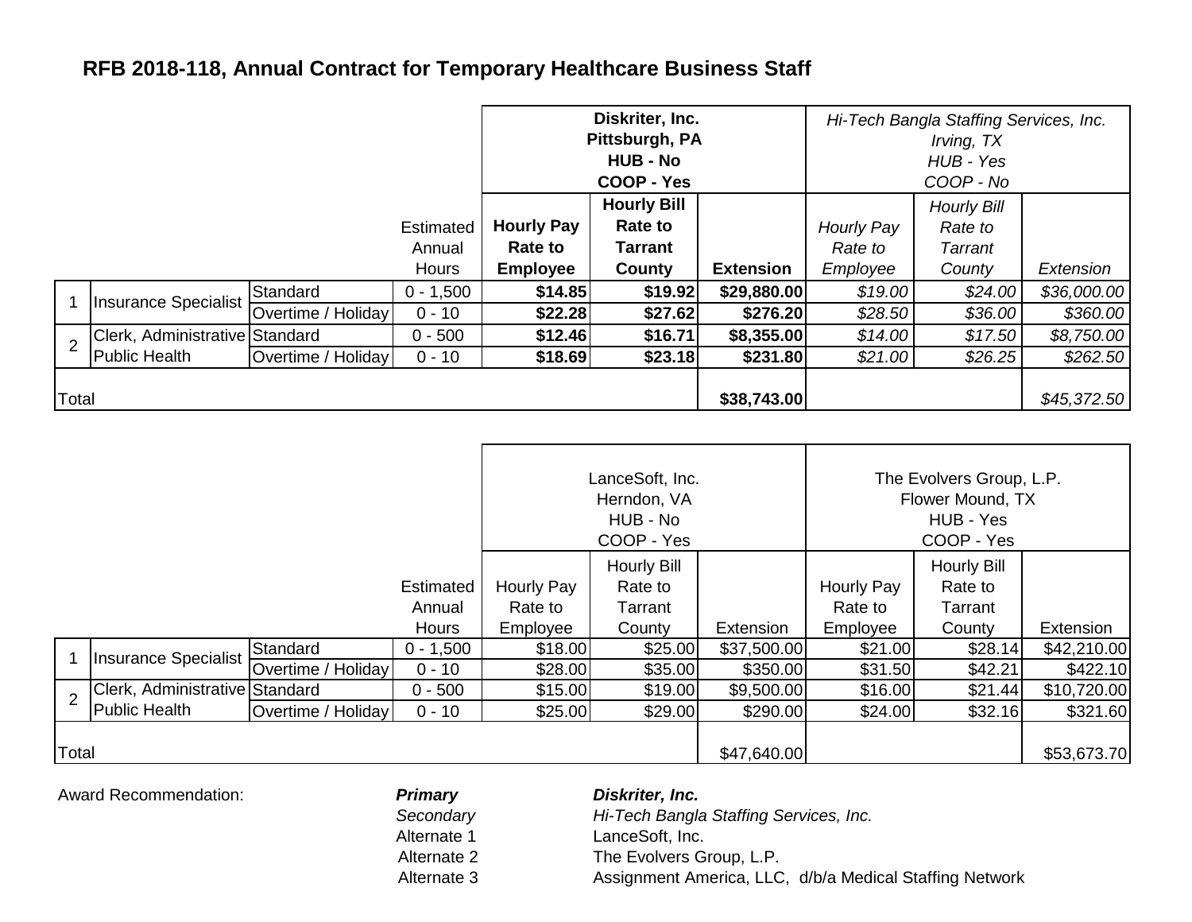# RFB 2018-118, Annual Contract for Temporary Healthcare Business Staff

| | | | | **Diskriter, Inc.<br>Pittsburgh, PA<br>HUB - No<br>COOP - Yes** | | | *Hi-Tech Bangla Staffing Services, Inc.<br>Irving, TX<br>HUB - Yes<br>COOP - No* | | |
|---|---|---|---|---|---|---|---|---|---|
| | | | Estimated Annual Hours | **Hourly Pay Rate to Employee** | **Hourly Bill Rate to Tarrant County** | **Extension** | *Hourly Pay Rate to Employee* | *Hourly Bill Rate to Tarrant County* | *Extension* |
| 1 | Insurance Specialist | Standard | 0 - 1,500 | **$14.85** | **$19.92** | **$29,880.00** | *$19.00* | *$24.00* | *$36,000.00* |
| | | Overtime / Holiday | 0 - 10 | **$22.28** | **$27.62** | **$276.20** | *$28.50* | *$36.00* | *$360.00* |
| 2 | Clerk, Administrative Public Health | Standard | 0 - 500 | **$12.46** | **$16.71** | **$8,355.00** | *$14.00* | *$17.50* | *$8,750.00* |
| | | Overtime / Holiday | 0 - 10 | **$18.69** | **$23.18** | **$231.80** | *$21.00* | *$26.25* | *$262.50* |
| Total | | | | | | **$38,743.00** | | | *$45,372.50* |

| | | | | LanceSoft, Inc.<br>Herndon, VA<br>HUB - No<br>COOP - Yes | | | The Evolvers Group, L.P.<br>Flower Mound, TX<br>HUB - Yes<br>COOP - Yes | | |
|---|---|---|---|---|---|---|---|---|---|
| | | | Estimated Annual Hours | Hourly Pay Rate to Employee | Hourly Bill Rate to Tarrant County | Extension | Hourly Pay Rate to Employee | Hourly Bill Rate to Tarrant County | Extension |
| 1 | Insurance Specialist | Standard | 0 - 1,500 | $18.00 | $25.00 | $37,500.00 | $21.00 | $28.14 | $42,210.00 |
| | | Overtime / Holiday | 0 - 10 | $28.00 | $35.00 | $350.00 | $31.50 | $42.21 | $422.10 |
| 2 | Clerk, Administrative Public Health | Standard | 0 - 500 | $15.00 | $19.00 | $9,500.00 | $16.00 | $21.44 | $10,720.00 |
| | | Overtime / Holiday | 0 - 10 | $25.00 | $29.00 | $290.00 | $24.00 | $32.16 | $321.60 |
| Total | | | | | | $47,640.00 | | | $53,673.70 |

Award Recommendation:

| | |
|---|---|
| ***Primary*** | ***Diskriter, Inc.*** |
| *Secondary* | *Hi-Tech Bangla Staffing Services, Inc.* |
| Alternate 1 | LanceSoft, Inc. |
| Alternate 2 | The Evolvers Group, L.P. |
| Alternate 3 | Assignment America, LLC, d/b/a Medical Staffing Network |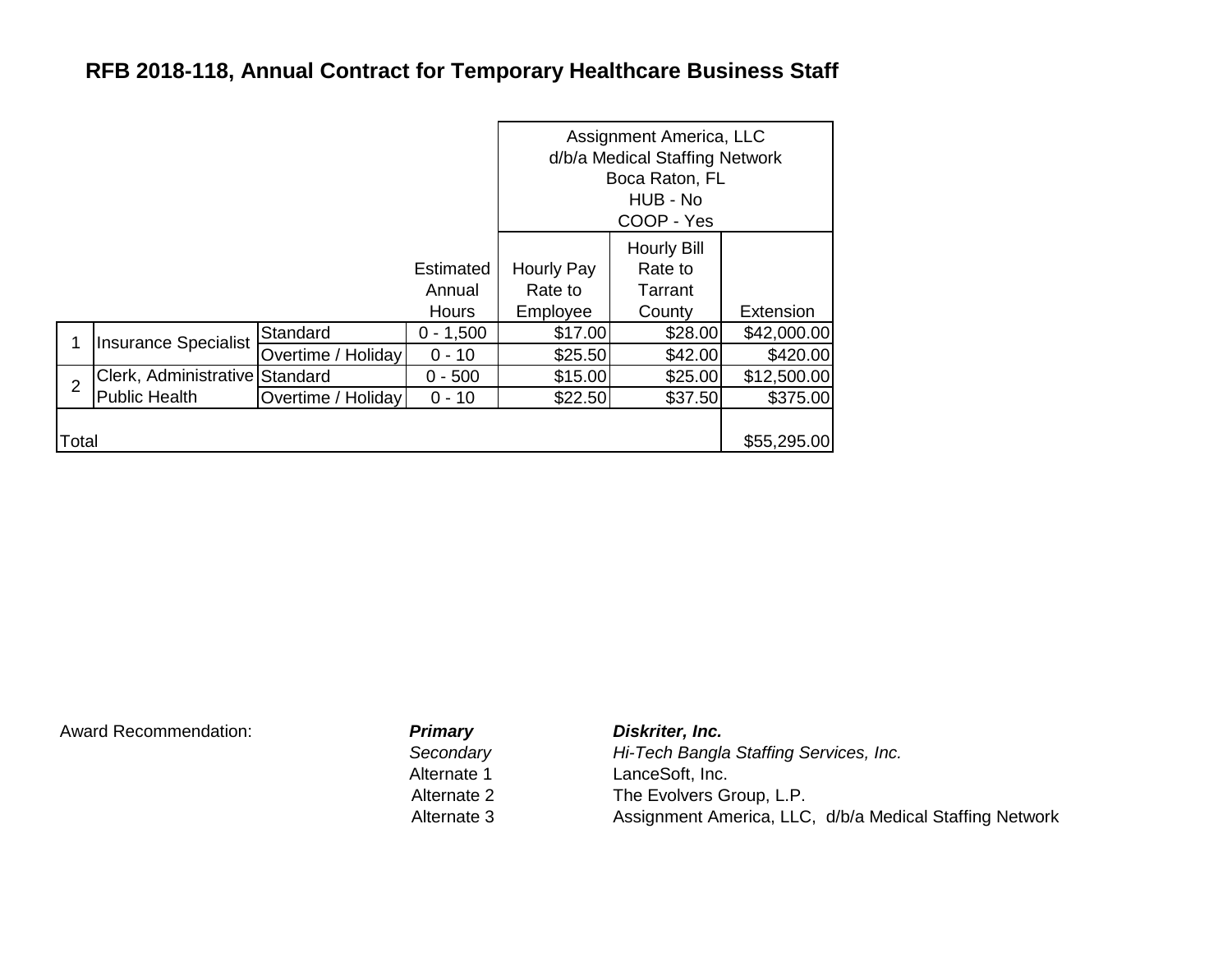## RFB 2018-118, Annual Contract for Temporary Healthcare Business Staff

| | | | | Assignment America, LLC d/b/a Medical Staffing Network Boca Raton, FL HUB - No COOP - Yes | | |
|---|---|---|---|---|---|---|
| | | | Estimated Annual Hours | Hourly Pay Rate to Employee | Hourly Bill Rate to Tarrant County | Extension |
| 1 | Insurance Specialist | Standard | 0 - 1,500 | $17.00 | $28.00 | $42,000.00 |
| | | Overtime / Holiday | 0 - 10 | $25.50 | $42.00 | $420.00 |
| 2 | Clerk, Administrative Public Health | Standard | 0 - 500 | $15.00 | $25.00 | $12,500.00 |
| | | Overtime / Holiday | 0 - 10 | $22.50 | $37.50 | $375.00 |
| Total | | | | | | $55,295.00 |

Award Recommendation:

| | |
|---|---|
| ***Primary*** | ***Diskriter, Inc.*** |
| *Secondary* | *Hi-Tech Bangla Staffing Services, Inc.* |
| Alternate 1 | LanceSoft, Inc. |
| Alternate 2 | The Evolvers Group, L.P. |
| Alternate 3 | Assignment America, LLC, d/b/a Medical Staffing Network |